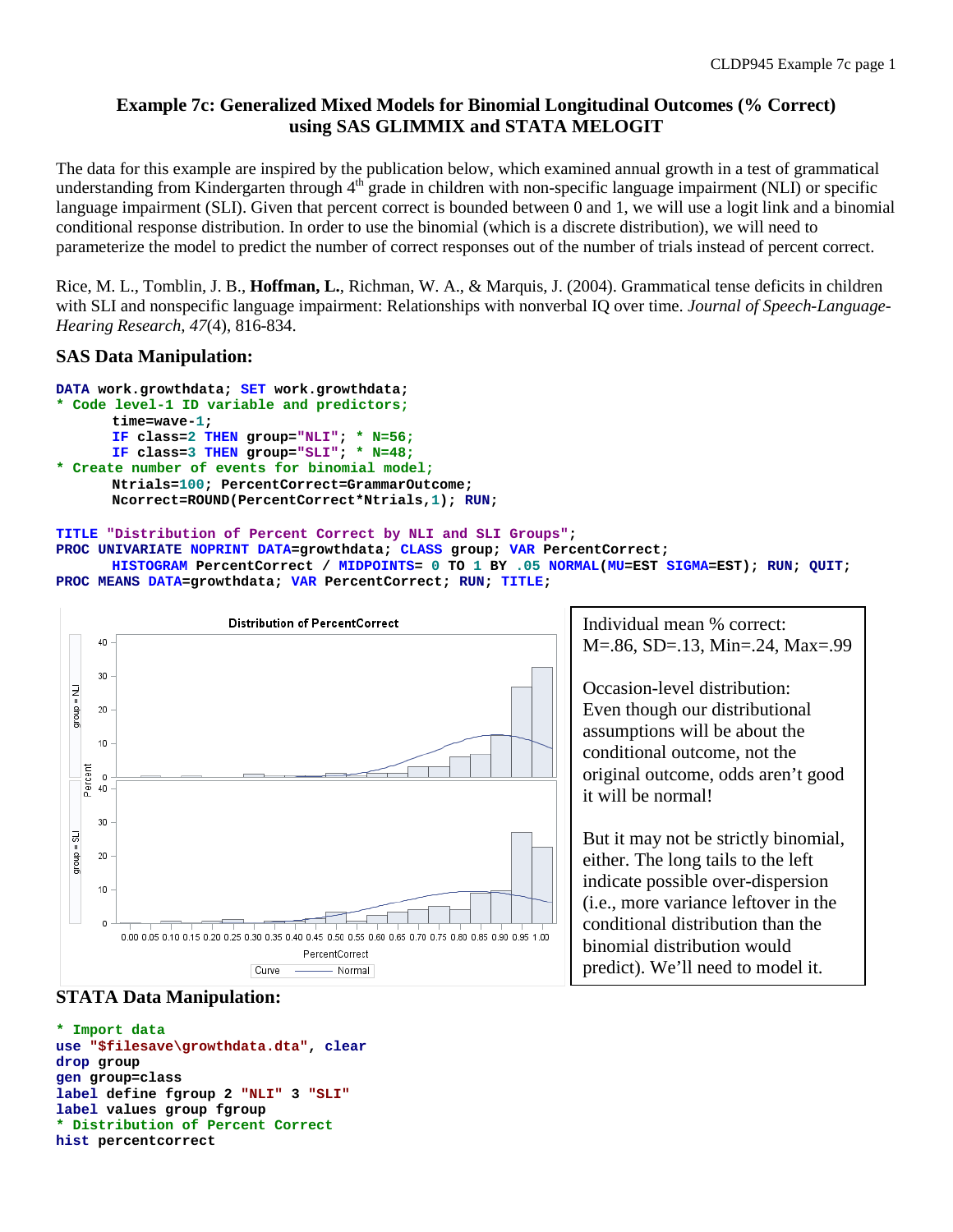## Example 7c: Generalized Mixed Models for Binomial Longitudinal Outcomes (% Correct) using SAS GLIMMIX and STATA MELOGIT

The data for this example are inspired by the publication below, which examined annual growth in a test of grammatical understanding from Kindergarten through 4th grade in children with non-specific language impairment (NLI) or specific language impairment (SLI). Given that percent correct is bounded between 0 and 1, we will use a logit link and a binomial conditional response distribution. In order to use the binomial (which is a discrete distribution), we will need to parameterize the model to predict the number of correct responses out of the number of trials instead of percent correct.

Rice, M. L., Tomblin, J. B., **Hoffman, L.**, Richman, W. A., & Marquis, J. (2004). Grammatical tense deficits in children with SLI and nonspecific language impairment: Relationships with nonverbal IQ over time. *Journal of Speech-Language-Hearing Research*, *47*(4), 816-834.

### SAS Data Manipulation:

```
DATA work.growthdata; SET work.growthdata;
* Code level-1 ID variable and predictors;
       time=wave-1;
       IF class=2 THEN group="NLI"; * N=56;
       IF class=3 THEN group="SLI"; * N=48;
* Create number of events for binomial model;
       Ntrials=100; PercentCorrect=GrammarOutcome;
       Ncorrect=ROUND(PercentCorrect*Ntrials,1); RUN;

TITLE "Distribution of Percent Correct by NLI and SLI Groups";
PROC UNIVARIATE NOPRINT DATA=growthdata; CLASS group; VAR PercentCorrect;
       HISTOGRAM PercentCorrect / MIDPOINTS= 0 TO 1 BY .05 NORMAL(MU=EST SIGMA=EST); RUN; QUIT;
PROC MEANS DATA=growthdata; VAR PercentCorrect; RUN; TITLE;
```

Individual mean % correct:
M=.86, SD=.13, Min=.24, Max=.99

Occasion-level distribution:
Even though our distributional assumptions will be about the conditional outcome, not the original outcome, odds aren't good it will be normal!

But it may not be strictly binomial, either. The long tails to the left indicate possible over-dispersion (i.e., more variance leftover in the conditional distribution than the binomial distribution would predict). We'll need to model it.

### STATA Data Manipulation:

```
* Import data
use "$filesave\growthdata.dta", clear
drop group
gen group=class
label define fgroup 2 "NLI" 3 "SLI"
label values group fgroup
* Distribution of Percent Correct
hist percentcorrect
```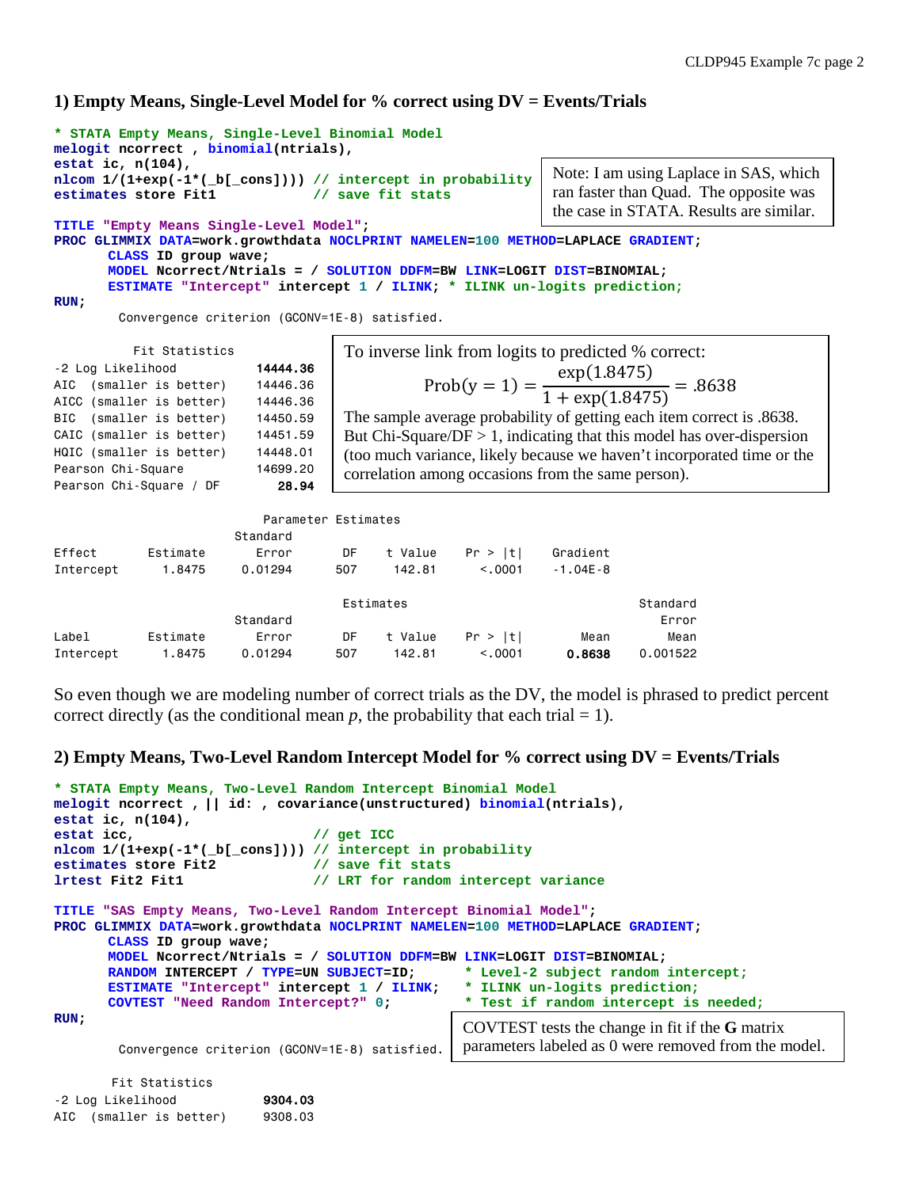## 1) Empty Means, Single-Level Model for % correct using DV = Events/Trials

```
* STATA Empty Means, Single-Level Binomial Model
melogit ncorrect , binomial(ntrials),
estat ic, n(104),
nlcom 1/(1+exp(-1*(_b[_cons]))) // intercept in probability
estimates store Fit1            // save fit stats
```

Note: I am using Laplace in SAS, which ran faster than Quad. The opposite was the case in STATA. Results are similar.

```
TITLE "Empty Means Single-Level Model";
PROC GLIMMIX DATA=work.growthdata NOCLPRINT NAMELEN=100 METHOD=LAPLACE GRADIENT;
      CLASS ID group wave;
      MODEL Ncorrect/Ntrials = / SOLUTION DDFM=BW LINK=LOGIT DIST=BINOMIAL;
      ESTIMATE "Intercept" intercept 1 / ILINK; * ILINK un-logits prediction;
RUN;
```

```
Convergence criterion (GCONV=1E-8) satisfied.
```

| Fit Statistics | |
|---|---|
| -2 Log Likelihood | **14444.36** |
| AIC (smaller is better) | 14446.36 |
| AICC (smaller is better) | 14446.36 |
| BIC (smaller is better) | 14450.59 |
| CAIC (smaller is better) | 14451.59 |
| HQIC (smaller is better) | 14448.01 |
| Pearson Chi-Square | 14699.20 |
| Pearson Chi-Square / DF | **28.94** |

To inverse link from logits to predicted % correct:

$$\text{Prob}(y=1) = \frac{\exp(1.8475)}{1+\exp(1.8475)} = .8638$$

The sample average probability of getting each item correct is .8638. But Chi-Square/DF > 1, indicating that this model has over-dispersion (too much variance, likely because we haven't incorporated time or the correlation among occasions from the same person).

Parameter Estimates

| Effect | Estimate | Standard Error | DF | t Value | Pr > \|t\| | Gradient |
|---|---|---|---|---|---|---|
| Intercept | 1.8475 | 0.01294 | 507 | 142.81 | <.0001 | -1.04E-8 |

Estimates

| Label | Estimate | Standard Error | DF | t Value | Pr > \|t\| | Mean | Standard Error Mean |
|---|---|---|---|---|---|---|---|
| Intercept | 1.8475 | 0.01294 | 507 | 142.81 | <.0001 | **0.8638** | 0.001522 |

So even though we are modeling number of correct trials as the DV, the model is phrased to predict percent correct directly (as the conditional mean *p*, the probability that each trial = 1).

## 2) Empty Means, Two-Level Random Intercept Model for % correct using DV = Events/Trials

```
* STATA Empty Means, Two-Level Random Intercept Binomial Model
melogit ncorrect , || id: , covariance(unstructured) binomial(ntrials),
estat ic, n(104),
estat icc,                      // get ICC
nlcom 1/(1+exp(-1*(_b[_cons]))) // intercept in probability
estimates store Fit2            // save fit stats
lrtest Fit2 Fit1                // LRT for random intercept variance

TITLE "SAS Empty Means, Two-Level Random Intercept Binomial Model";
PROC GLIMMIX DATA=work.growthdata NOCLPRINT NAMELEN=100 METHOD=LAPLACE GRADIENT;
      CLASS ID group wave;
      MODEL Ncorrect/Ntrials = / SOLUTION DDFM=BW LINK=LOGIT DIST=BINOMIAL;
      RANDOM INTERCEPT / TYPE=UN SUBJECT=ID;      * Level-2 subject random intercept;
      ESTIMATE "Intercept" intercept 1 / ILINK;   * ILINK un-logits prediction;
      COVTEST "Need Random Intercept?" 0;         * Test if random intercept is needed;
RUN;
```

COVTEST tests the change in fit if the **G** matrix parameters labeled as 0 were removed from the model.

```
Convergence criterion (GCONV=1E-8) satisfied.
```

| Fit Statistics | |
|---|---|
| -2 Log Likelihood | **9304.03** |
| AIC (smaller is better) | 9308.03 |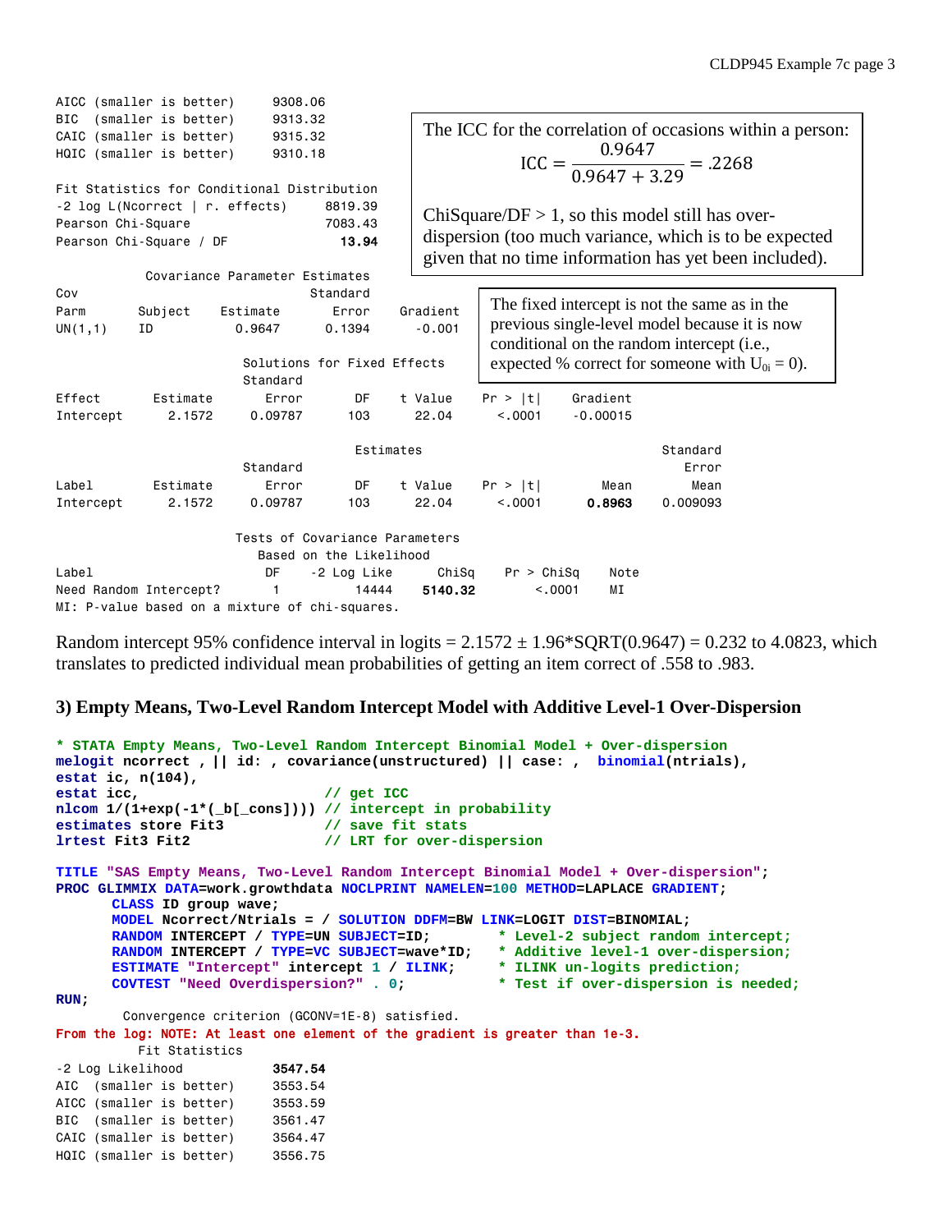```
AICC (smaller is better)      9308.06
BIC  (smaller is better)      9313.32
CAIC (smaller is better)      9315.32
HQIC (smaller is better)      9310.18

Fit Statistics for Conditional Distribution
-2 log L(Ncorrect | r. effects)      8819.39
Pearson Chi-Square                   7083.43
Pearson Chi-Square / DF                13.94
```

The ICC for the correlation of occasions within a person:

$$ICC = \frac{0.9647}{0.9647 + 3.29} = .2268$$

ChiSquare/DF > 1, so this model still has over-dispersion (too much variance, which is to be expected given that no time information has yet been included).

```
             Covariance Parameter Estimates
Cov                               Standard
Parm       Subject    Estimate       Error    Gradient
UN(1,1)    ID           0.9647      0.1394      -0.001

                           Solutions for Fixed Effects
                           Standard
Effect        Estimate        Error      DF    t Value    Pr > |t|     Gradient
Intercept       2.1572      0.09787     103      22.04      <.0001     -0.00015
```

The fixed intercept is not the same as in the previous single-level model because it is now conditional on the random intercept (i.e., expected % correct for someone with $U_{0i}$ = 0).

```
                                   Estimates                                     Standard
                           Standard                                               Error
Label         Estimate        Error      DF    t Value    Pr > |t|        Mean      Mean
Intercept       2.1572      0.09787     103      22.04      <.0001      0.8963  0.009093

                        Tests of Covariance Parameters
                           Based on the Likelihood
Label                       DF    -2 Log Like      ChiSq    Pr > ChiSq    Note
Need Random Intercept?       1          14444    5140.32        <.0001    MI
MI: P-value based on a mixture of chi-squares.
```

Random intercept 95% confidence interval in logits = 2.1572 ± 1.96*SQRT(0.9647) = 0.232 to 4.0823, which translates to predicted individual mean probabilities of getting an item correct of .558 to .983.

### 3) Empty Means, Two-Level Random Intercept Model with Additive Level-1 Over-Dispersion

```
* STATA Empty Means, Two-Level Random Intercept Binomial Model + Over-dispersion
melogit ncorrect , || id: , covariance(unstructured) || case: ,  binomial(ntrials),
estat ic, n(104),
estat icc,                      // get ICC
nlcom 1/(1+exp(-1*(_b[_cons]))) // intercept in probability
estimates store Fit3            // save fit stats
lrtest Fit3 Fit2                // LRT for over-dispersion

TITLE "SAS Empty Means, Two-Level Random Intercept Binomial Model + Over-dispersion";
PROC GLIMMIX DATA=work.growthdata NOCLPRINT NAMELEN=100 METHOD=LAPLACE GRADIENT;
      CLASS ID group wave;
      MODEL Ncorrect/Ntrials = / SOLUTION DDFM=BW LINK=LOGIT DIST=BINOMIAL;
      RANDOM INTERCEPT / TYPE=UN SUBJECT=ID;         * Level-2 subject random intercept;
      RANDOM INTERCEPT / TYPE=VC SUBJECT=wave*ID;    * Additive level-1 over-dispersion;
      ESTIMATE "Intercept" intercept 1 / ILINK;      * ILINK un-logits prediction;
      COVTEST "Need Overdispersion?" . 0;            * Test if over-dispersion is needed;
RUN;
```

```
        Convergence criterion (GCONV=1E-8) satisfied.
```

From the log: NOTE: At least one element of the gradient is greater than 1e-3.

```
          Fit Statistics
-2 Log Likelihood             3547.54
AIC  (smaller is better)      3553.54
AICC (smaller is better)      3553.59
BIC  (smaller is better)      3561.47
CAIC (smaller is better)      3564.47
HQIC (smaller is better)      3556.75
```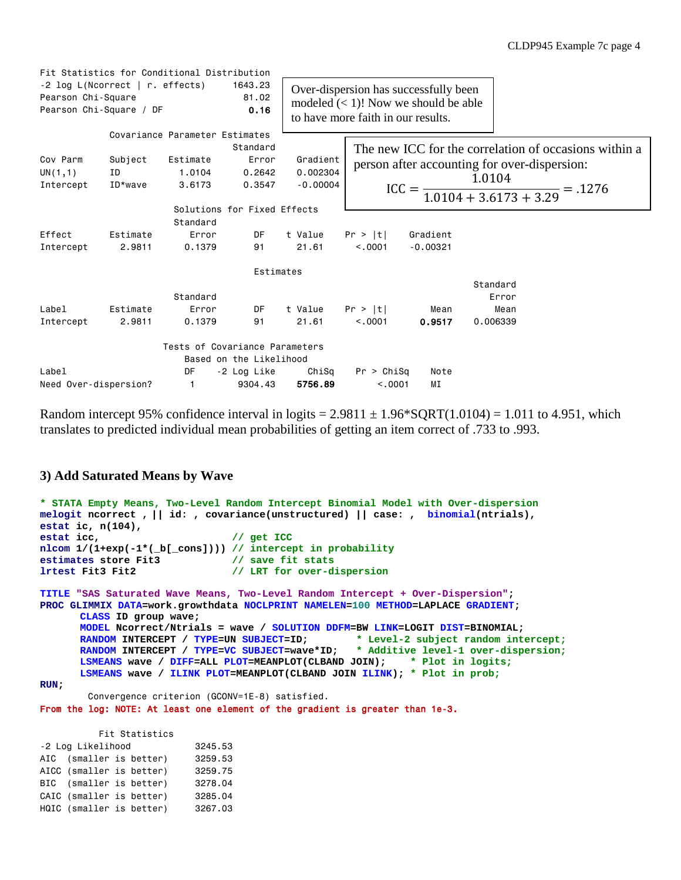```
Fit Statistics for Conditional Distribution
-2 log L(Ncorrect | r. effects)     1643.23
Pearson Chi-Square                    81.02
Pearson Chi-Square / DF                0.16
```

Over-dispersion has successfully been modeled (< 1)! Now we should be able to have more faith in our results.

```
            Covariance Parameter Estimates
                                Standard
Cov Parm    Subject    Estimate     Error    Gradient
UN(1,1)     ID           1.0104    0.2642    0.002304
Intercept   ID*wave      3.6173    0.3547    -0.00004
```

The new ICC for the correlation of occasions within a person after accounting for over-dispersion:

$$\text{ICC} = \frac{1.0104}{1.0104 + 3.6173 + 3.29} = .1276$$

```
                    Solutions for Fixed Effects
                      Standard
Effect       Estimate     Error      DF    t Value    Pr > |t|    Gradient
Intercept      2.9811    0.1379      91      21.61      <.0001    -0.00321

                               Estimates
                                                                     Standard
                      Standard                                          Error
Label        Estimate     Error      DF    t Value    Pr > |t|      Mean     Mean
Intercept      2.9811    0.1379      91      21.61      <.0001    0.9517  0.006339

                     Tests of Covariance Parameters
                        Based on the Likelihood
Label                     DF   -2 Log Like      ChiSq    Pr > ChiSq    Note
Need Over-dispersion?      1       9304.43    5756.89        <.0001    MI
```

Random intercept 95% confidence interval in logits = 2.9811 ± 1.96*SQRT(1.0104) = 1.011 to 4.951, which translates to predicted individual mean probabilities of getting an item correct of .733 to .993.

### 3) Add Saturated Means by Wave

```
* STATA Empty Means, Two-Level Random Intercept Binomial Model with Over-dispersion
melogit ncorrect , || id: , covariance(unstructured) || case: ,  binomial(ntrials),
estat ic, n(104),
estat icc,                      // get ICC
nlcom 1/(1+exp(-1*(_b[_cons]))) // intercept in probability
estimates store Fit3            // save fit stats
lrtest Fit3 Fit2                // LRT for over-dispersion

TITLE "SAS Saturated Wave Means, Two-Level Random Intercept + Over-Dispersion";
PROC GLIMMIX DATA=work.growthdata NOCLPRINT NAMELEN=100 METHOD=LAPLACE GRADIENT;
      CLASS ID group wave;
      MODEL Ncorrect/Ntrials = wave / SOLUTION DDFM=BW LINK=LOGIT DIST=BINOMIAL;
      RANDOM INTERCEPT / TYPE=UN SUBJECT=ID;        * Level-2 subject random intercept;
      RANDOM INTERCEPT / TYPE=VC SUBJECT=wave*ID;   * Additive level-1 over-dispersion;
      LSMEANS wave / DIFF=ALL PLOT=MEANPLOT(CLBAND JOIN);    * Plot in logits;
      LSMEANS wave / ILINK PLOT=MEANPLOT(CLBAND JOIN ILINK); * Plot in prob;
RUN;
```

```
        Convergence criterion (GCONV=1E-8) satisfied.
From the log: NOTE: At least one element of the gradient is greater than 1e-3.

          Fit Statistics
-2 Log Likelihood           3245.53
AIC  (smaller is better)    3259.53
AICC (smaller is better)    3259.75
BIC  (smaller is better)    3278.04
CAIC (smaller is better)    3285.04
HQIC (smaller is better)    3267.03
```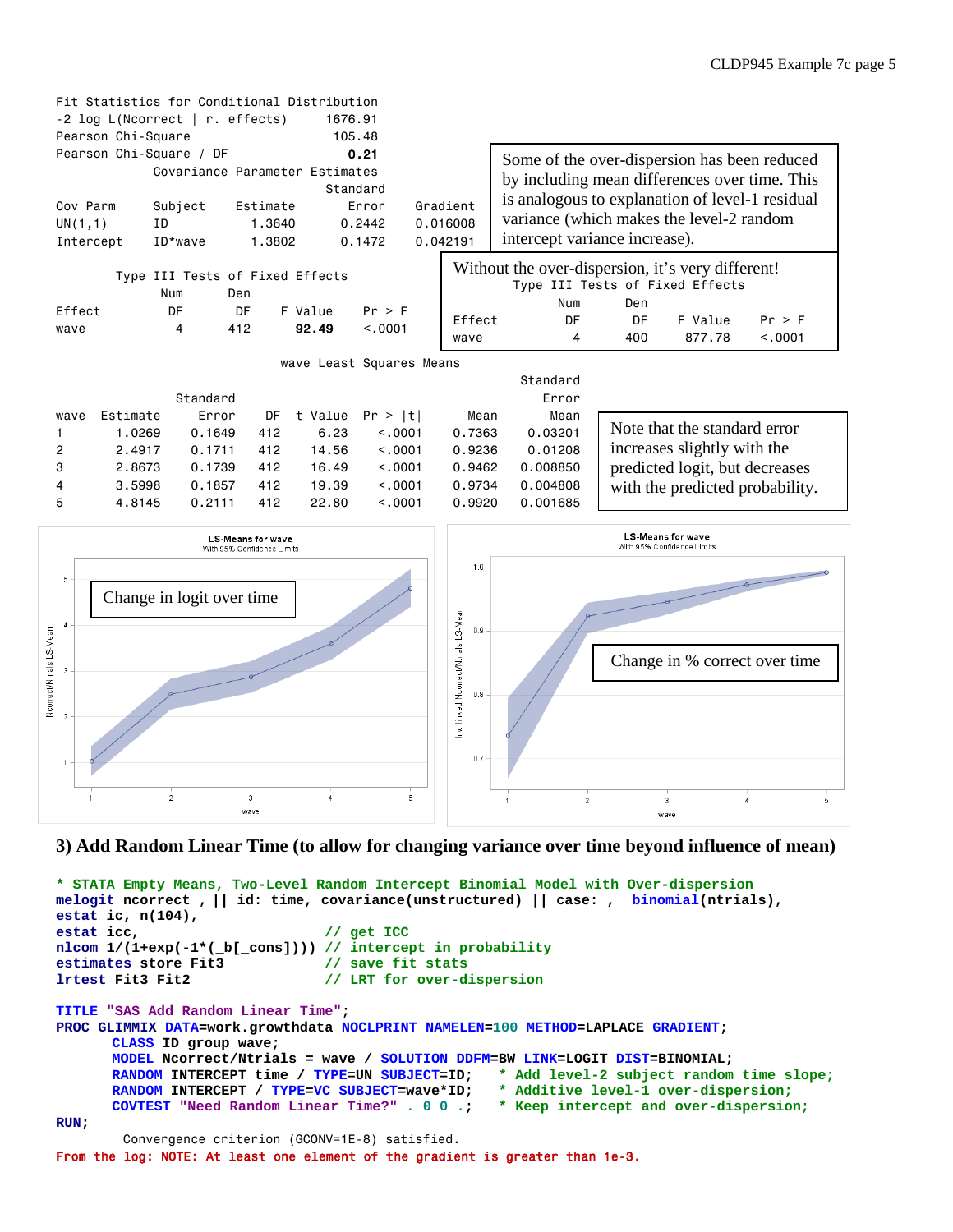```
Fit Statistics for Conditional Distribution
-2 log L(Ncorrect | r. effects)      1676.91
Pearson Chi-Square                    105.48
Pearson Chi-Square / DF                 0.21
              Covariance Parameter Estimates
                                      Standard
Cov Parm    Subject    Estimate       Error     Gradient
UN(1,1)     ID           1.3640      0.2442     0.016008
Intercept   ID*wave      1.3802      0.1472     0.042191
```

Some of the over-dispersion has been reduced by including mean differences over time. This is analogous to explanation of level-1 residual variance (which makes the level-2 random intercept variance increase).

```
        Type III Tests of Fixed Effects
               Num      Den
Effect          DF       DF    F Value    Pr > F
wave             4      412      92.49    <.0001
```

Without the over-dispersion, it's very different!

```
        Type III Tests of Fixed Effects
               Num      Den
Effect          DF       DF    F Value    Pr > F
wave             4      400     877.78    <.0001
```

```
                         wave Least Squares Means
                                                                Standard
              Standard                                             Error
wave  Estimate    Error    DF  t Value  Pr > |t|      Mean          Mean
1       1.0269   0.1649   412     6.23    <.0001    0.7363       0.03201
2       2.4917   0.1711   412    14.56    <.0001    0.9236       0.01208
3       2.8673   0.1739   412    16.49    <.0001    0.9462      0.008850
4       3.5998   0.1857   412    19.39    <.0001    0.9734      0.004808
5       4.8145   0.2111   412    22.80    <.0001    0.9920      0.001685
```

Note that the standard error increases slightly with the predicted logit, but decreases with the predicted probability.

Change in logit over time

Change in % correct over time

### 3) Add Random Linear Time (to allow for changing variance over time beyond influence of mean)

```
* STATA Empty Means, Two-Level Random Intercept Binomial Model with Over-dispersion
melogit ncorrect , || id: time, covariance(unstructured) || case: ,  binomial(ntrials),
estat ic, n(104),
estat icc,                      // get ICC
nlcom 1/(1+exp(-1*(_b[_cons]))) // intercept in probability
estimates store Fit3            // save fit stats
lrtest Fit3 Fit2                // LRT for over-dispersion

TITLE "SAS Add Random Linear Time";
PROC GLIMMIX DATA=work.growthdata NOCLPRINT NAMELEN=100 METHOD=LAPLACE GRADIENT;
      CLASS ID group wave;
      MODEL Ncorrect/Ntrials = wave / SOLUTION DDFM=BW LINK=LOGIT DIST=BINOMIAL;
      RANDOM INTERCEPT time / TYPE=UN SUBJECT=ID;   * Add level-2 subject random time slope;
      RANDOM INTERCEPT / TYPE=VC SUBJECT=wave*ID;   * Additive level-1 over-dispersion;
      COVTEST "Need Random Linear Time?" . 0 0 .;   * Keep intercept and over-dispersion;
RUN;
```

```
        Convergence criterion (GCONV=1E-8) satisfied.
```

From the log: NOTE: At least one element of the gradient is greater than 1e-3.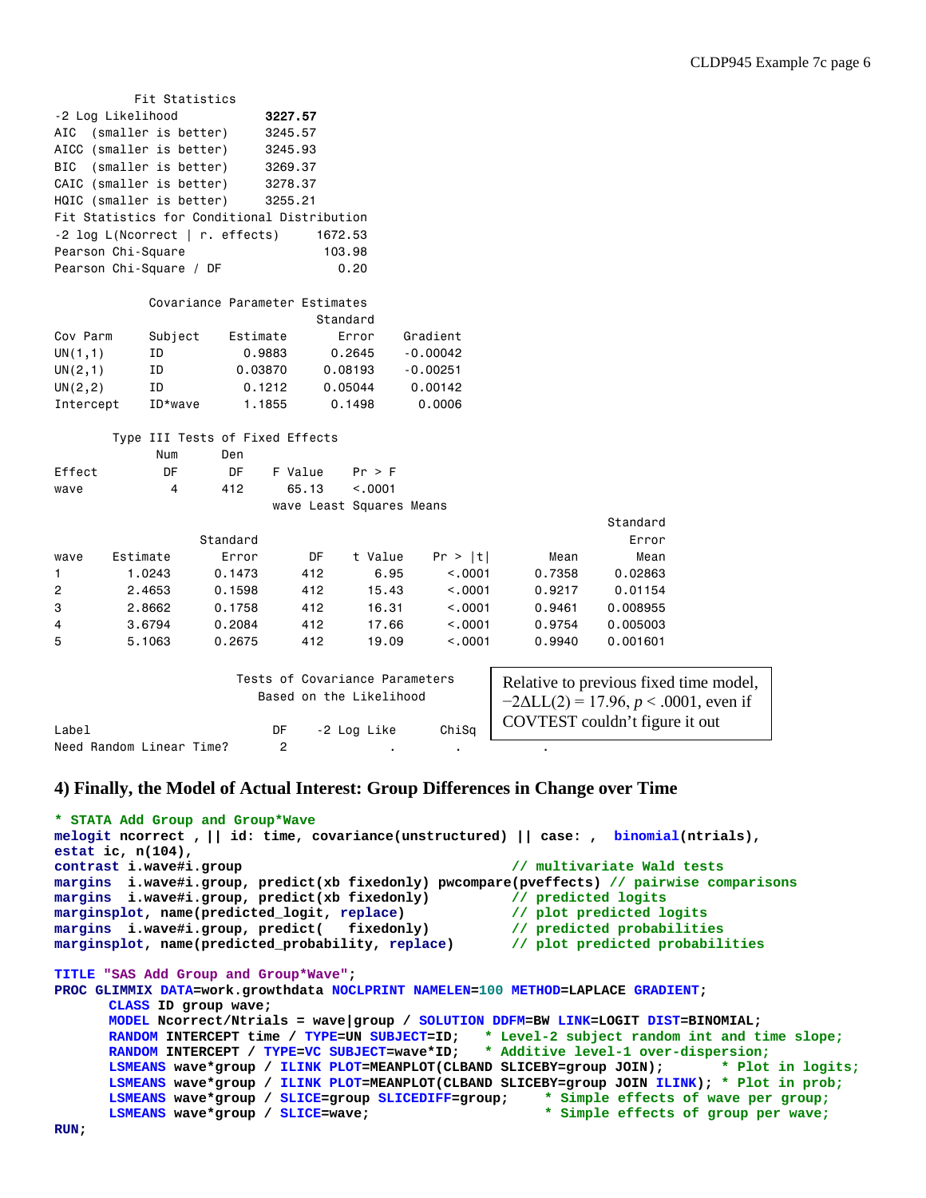```
              Fit Statistics
-2 Log Likelihood            3227.57
AIC  (smaller is better)     3245.57
AICC (smaller is better)     3245.93
BIC  (smaller is better)     3269.37
CAIC (smaller is better)     3278.37
HQIC (smaller is better)     3255.21
Fit Statistics for Conditional Distribution
-2 log L(Ncorrect | r. effects)     1672.53
Pearson Chi-Square                   103.98
Pearson Chi-Square / DF                0.20

             Covariance Parameter Estimates
                                    Standard
Cov Parm     Subject     Estimate      Error     Gradient
UN(1,1)      ID            0.9883     0.2645     -0.00042
UN(2,1)      ID           0.03870    0.08193     -0.00251
UN(2,2)      ID            0.1212    0.05044      0.00142
Intercept    ID*wave       1.1855     0.1498       0.0006

       Type III Tests of Fixed Effects
              Num      Den
Effect         DF       DF    F Value    Pr > F
wave            4      412      65.13    <.0001
                              wave Least Squares Means
                                                                              Standard
                        Standard                                                 Error
wave     Estimate          Error       DF    t Value    Pr > |t|        Mean      Mean
1          1.0243         0.1473      412       6.95      <.0001      0.7358   0.02863
2          2.4653         0.1598      412      15.43      <.0001      0.9217   0.01154
3          2.8662         0.1758      412      16.31      <.0001      0.9461  0.008955
4          3.6794         0.2084      412      17.66      <.0001      0.9754  0.005003
5          5.1063         0.2675      412      19.09      <.0001      0.9940  0.001601

                        Tests of Covariance Parameters
                          Based on the Likelihood

Label                          DF    -2 Log Like      ChiSq
Need Random Linear Time?        2              .          .           .
```

Relative to previous fixed time model, $-2\Delta LL(2) = 17.96$, $p < .0001$, even if COVTEST couldn't figure it out

### 4) Finally, the Model of Actual Interest: Group Differences in Change over Time

```
* STATA Add Group and Group*Wave
melogit ncorrect , || id: time, covariance(unstructured) || case: ,  binomial(ntrials),
estat ic, n(104),
contrast i.wave#i.group                                    // multivariate Wald tests
margins  i.wave#i.group, predict(xb fixedonly) pwcompare(pveffects) // pairwise comparisons
margins  i.wave#i.group, predict(xb fixedonly)             // predicted logits
marginsplot, name(predicted_logit, replace)                // plot predicted logits
margins  i.wave#i.group, predict(   fixedonly)             // predicted probabilities
marginsplot, name(predicted_probability, replace)          // plot predicted probabilities

TITLE "SAS Add Group and Group*Wave";
PROC GLIMMIX DATA=work.growthdata NOCLPRINT NAMELEN=100 METHOD=LAPLACE GRADIENT;
      CLASS ID group wave;
      MODEL Ncorrect/Ntrials = wave|group / SOLUTION DDFM=BW LINK=LOGIT DIST=BINOMIAL;
      RANDOM INTERCEPT time / TYPE=UN SUBJECT=ID;   * Level-2 subject random int and time slope;
      RANDOM INTERCEPT / TYPE=VC SUBJECT=wave*ID;   * Additive level-1 over-dispersion;
      LSMEANS wave*group / ILINK PLOT=MEANPLOT(CLBAND SLICEBY=group JOIN);        * Plot in logits;
      LSMEANS wave*group / ILINK PLOT=MEANPLOT(CLBAND SLICEBY=group JOIN ILINK); * Plot in prob;
      LSMEANS wave*group / SLICE=group SLICEDIFF=group;     * Simple effects of wave per group;
      LSMEANS wave*group / SLICE=wave;                      * Simple effects of group per wave;
RUN;
```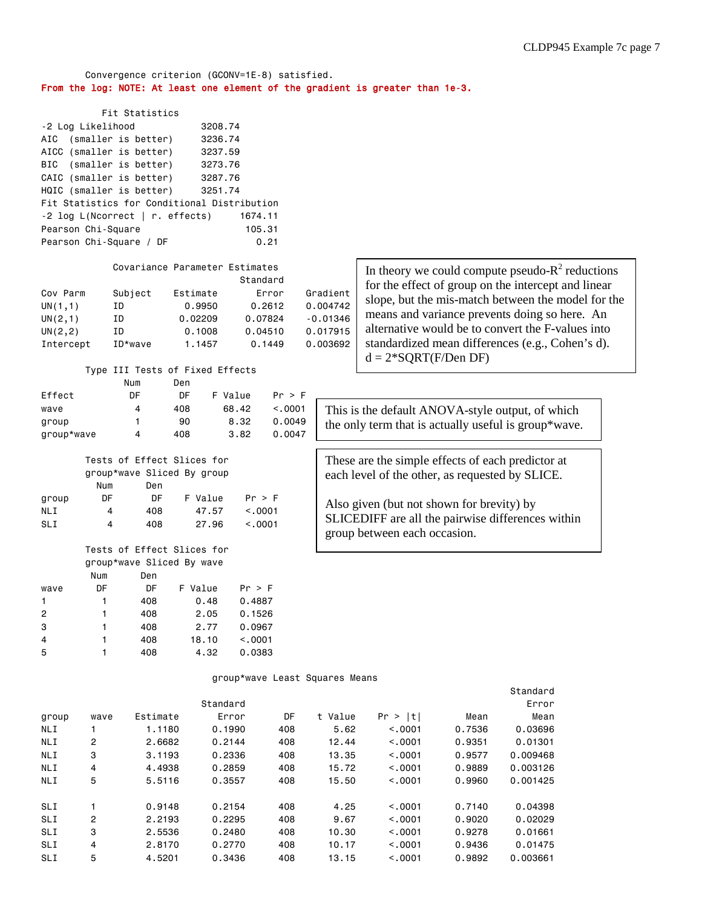```
Convergence criterion (GCONV=1E-8) satisfied.
```

**From the log: NOTE: At least one element of the gradient is greater than 1e-3.**

**Fit Statistics**

| Statistic | Value |
|---|---|
| -2 Log Likelihood | 3208.74 |
| AIC (smaller is better) | 3236.74 |
| AICC (smaller is better) | 3237.59 |
| BIC (smaller is better) | 3273.76 |
| CAIC (smaller is better) | 3287.76 |
| HQIC (smaller is better) | 3251.74 |

**Fit Statistics for Conditional Distribution**

| Statistic | Value |
|---|---|
| -2 log L(Ncorrect \| r. effects) | 1674.11 |
| Pearson Chi-Square | 105.31 |
| Pearson Chi-Square / DF | 0.21 |

**Covariance Parameter Estimates**

| Cov Parm | Subject | Estimate | Standard Error | Gradient |
|---|---|---|---|---|
| UN(1,1) | ID | 0.9950 | 0.2612 | 0.004742 |
| UN(2,1) | ID | 0.02209 | 0.07824 | -0.01346 |
| UN(2,2) | ID | 0.1008 | 0.04510 | 0.017915 |
| Intercept | ID*wave | 1.1457 | 0.1449 | 0.003692 |

In theory we could compute pseudo-$R^2$ reductions for the effect of group on the intercept and linear slope, but the mis-match between the model for the means and variance prevents doing so here. An alternative would be to convert the F-values into standardized mean differences (e.g., Cohen's d). $d = 2*\text{SQRT}(F/\text{Den DF})$

**Type III Tests of Fixed Effects**

| Effect | Num DF | Den DF | F Value | Pr > F |
|---|---|---|---|---|
| wave | 4 | 408 | 68.42 | <.0001 |
| group | 1 | 90 | 8.32 | 0.0049 |
| group*wave | 4 | 408 | 3.82 | 0.0047 |

This is the default ANOVA-style output, of which the only term that is actually useful is group*wave.

**Tests of Effect Slices for group*wave Sliced By group**

| group | Num DF | Den DF | F Value | Pr > F |
|---|---|---|---|---|
| NLI | 4 | 408 | 47.57 | <.0001 |
| SLI | 4 | 408 | 27.96 | <.0001 |

These are the simple effects of each predictor at each level of the other, as requested by SLICE.

Also given (but not shown for brevity) by SLICEDIFF are all the pairwise differences within group between each occasion.

**Tests of Effect Slices for group*wave Sliced By wave**

| wave | Num DF | Den DF | F Value | Pr > F |
|---|---|---|---|---|
| 1 | 1 | 408 | 0.48 | 0.4887 |
| 2 | 1 | 408 | 2.05 | 0.1526 |
| 3 | 1 | 408 | 2.77 | 0.0967 |
| 4 | 1 | 408 | 18.10 | <.0001 |
| 5 | 1 | 408 | 4.32 | 0.0383 |

**group*wave Least Squares Means**

| group | wave | Estimate | Standard Error | DF | t Value | Pr > \|t\| | Mean | Standard Error Mean |
|---|---|---|---|---|---|---|---|---|
| NLI | 1 | 1.1180 | 0.1990 | 408 | 5.62 | <.0001 | 0.7536 | 0.03696 |
| NLI | 2 | 2.6682 | 0.2144 | 408 | 12.44 | <.0001 | 0.9351 | 0.01301 |
| NLI | 3 | 3.1193 | 0.2336 | 408 | 13.35 | <.0001 | 0.9577 | 0.009468 |
| NLI | 4 | 4.4938 | 0.2859 | 408 | 15.72 | <.0001 | 0.9889 | 0.003126 |
| NLI | 5 | 5.5116 | 0.3557 | 408 | 15.50 | <.0001 | 0.9960 | 0.001425 |
| SLI | 1 | 0.9148 | 0.2154 | 408 | 4.25 | <.0001 | 0.7140 | 0.04398 |
| SLI | 2 | 2.2193 | 0.2295 | 408 | 9.67 | <.0001 | 0.9020 | 0.02029 |
| SLI | 3 | 2.5536 | 0.2480 | 408 | 10.30 | <.0001 | 0.9278 | 0.01661 |
| SLI | 4 | 2.8170 | 0.2770 | 408 | 10.17 | <.0001 | 0.9436 | 0.01475 |
| SLI | 5 | 4.5201 | 0.3436 | 408 | 13.15 | <.0001 | 0.9892 | 0.003661 |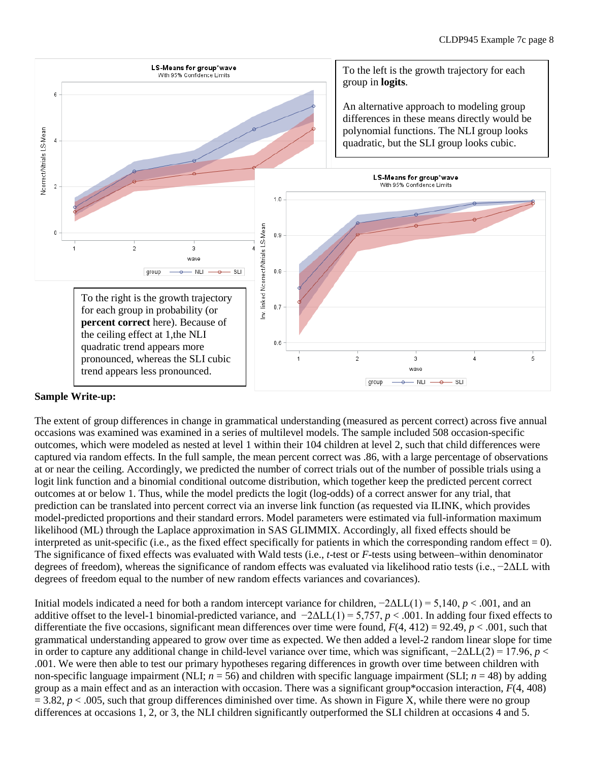LS-Means for group*wave
With 95% Confidence Limits

Ncorrect/Ntrials LS-Mean

0
2
4
6

1
2
3
4

wave

group NLI SLI

To the left is the growth trajectory for each group in **logits**.

An alternative approach to modeling group differences in these means directly would be polynomial functions. The NLI group looks quadratic, but the SLI group looks cubic.

LS-Means for group*wave
With 95% Confidence Limits

Inv. linked Ncorrect/Ntrials LS-Mean

0.6
0.7
0.8
0.9
1.0

1
2
3
4
5

wave

group NLI SLI

To the right is the growth trajectory for each group in probability (or **percent correct** here). Because of the ceiling effect at 1,the NLI quadratic trend appears more pronounced, whereas the SLI cubic trend appears less pronounced.

**Sample Write-up:**

The extent of group differences in change in grammatical understanding (measured as percent correct) across five annual occasions was examined was examined in a series of multilevel models. The sample included 508 occasion-specific outcomes, which were modeled as nested at level 1 within their 104 children at level 2, such that child differences were captured via random effects. In the full sample, the mean percent correct was .86, with a large percentage of observations at or near the ceiling. Accordingly, we predicted the number of correct trials out of the number of possible trials using a logit link function and a binomial conditional outcome distribution, which together keep the predicted percent correct outcomes at or below 1. Thus, while the model predicts the logit (log-odds) of a correct answer for any trial, that prediction can be translated into percent correct via an inverse link function (as requested via ILINK, which provides model-predicted proportions and their standard errors. Model parameters were estimated via full-information maximum likelihood (ML) through the Laplace approximation in SAS GLIMMIX. Accordingly, all fixed effects should be interpreted as unit-specific (i.e., as the fixed effect specifically for patients in which the corresponding random effect = 0). The significance of fixed effects was evaluated with Wald tests (i.e., *t*-test or *F*-tests using between–within denominator degrees of freedom), whereas the significance of random effects was evaluated via likelihood ratio tests (i.e., $-2\Delta LL$ with degrees of freedom equal to the number of new random effects variances and covariances).

Initial models indicated a need for both a random intercept variance for children, $-2\Delta LL(1) = 5{,}140$, $p < .001$, and an additive offset to the level-1 binomial-predicted variance, and $-2\Delta LL(1) = 5{,}757$, $p < .001$. In adding four fixed effects to differentiate the five occasions, significant mean differences over time were found, $F(4, 412) = 92.49$, $p < .001$, such that grammatical understanding appeared to grow over time as expected. We then added a level-2 random linear slope for time in order to capture any additional change in child-level variance over time, which was significant, $-2\Delta LL(2) = 17.96$, $p < .001$. We were then able to test our primary hypotheses regaring differences in growth over time between children with non-specific language impairment (NLI; $n = 56$) and children with specific language impairment (SLI; $n = 48$) by adding group as a main effect and as an interaction with occasion. There was a significant group*occasion interaction, $F(4, 408) = 3.82$, $p < .005$, such that group differences diminished over time. As shown in Figure X, while there were no group differences at occasions 1, 2, or 3, the NLI children significantly outperformed the SLI children at occasions 4 and 5.